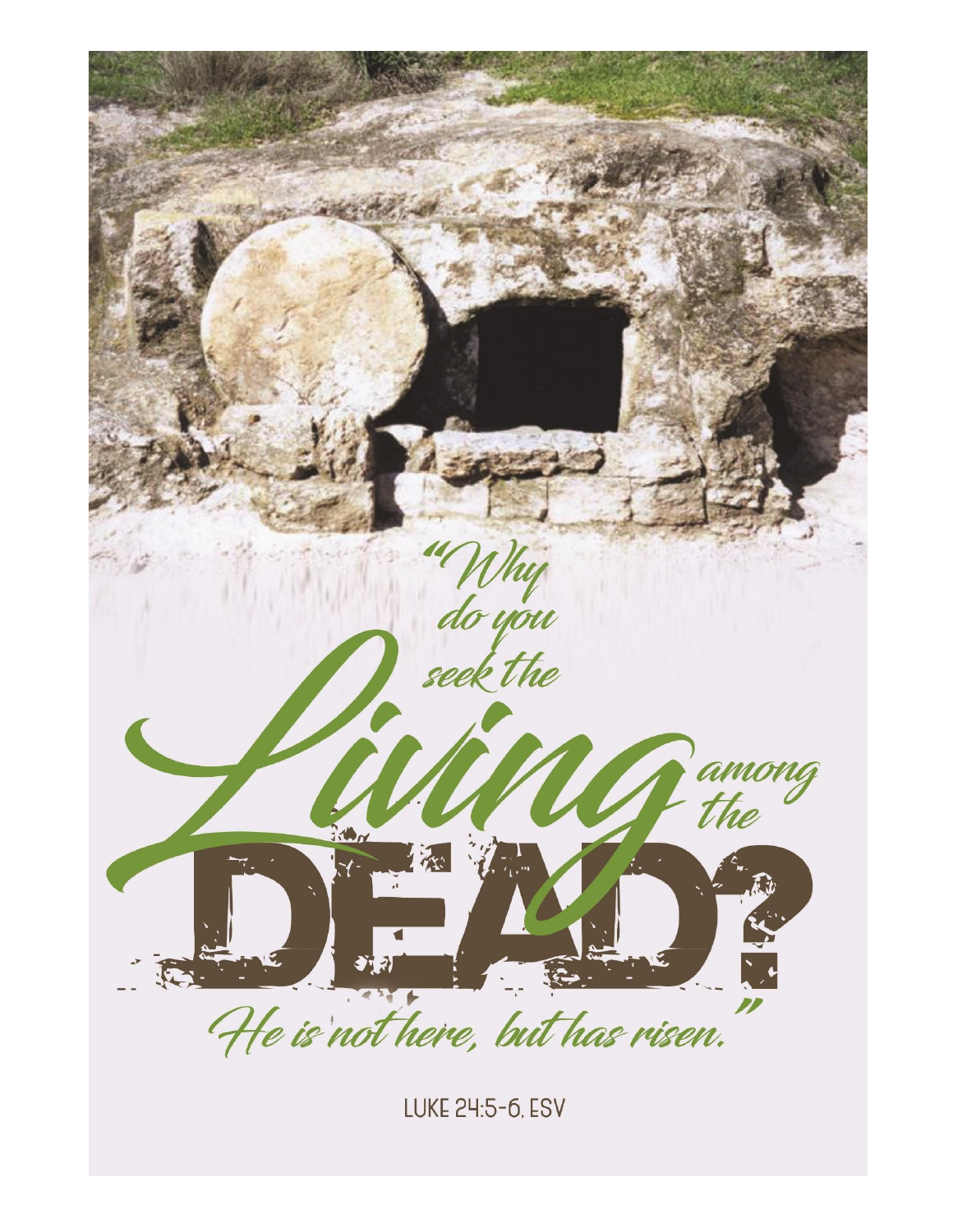# "Why do you seek the Living among the DEAD? He is not here, but has risen."

LUKE 24:5-6, ESV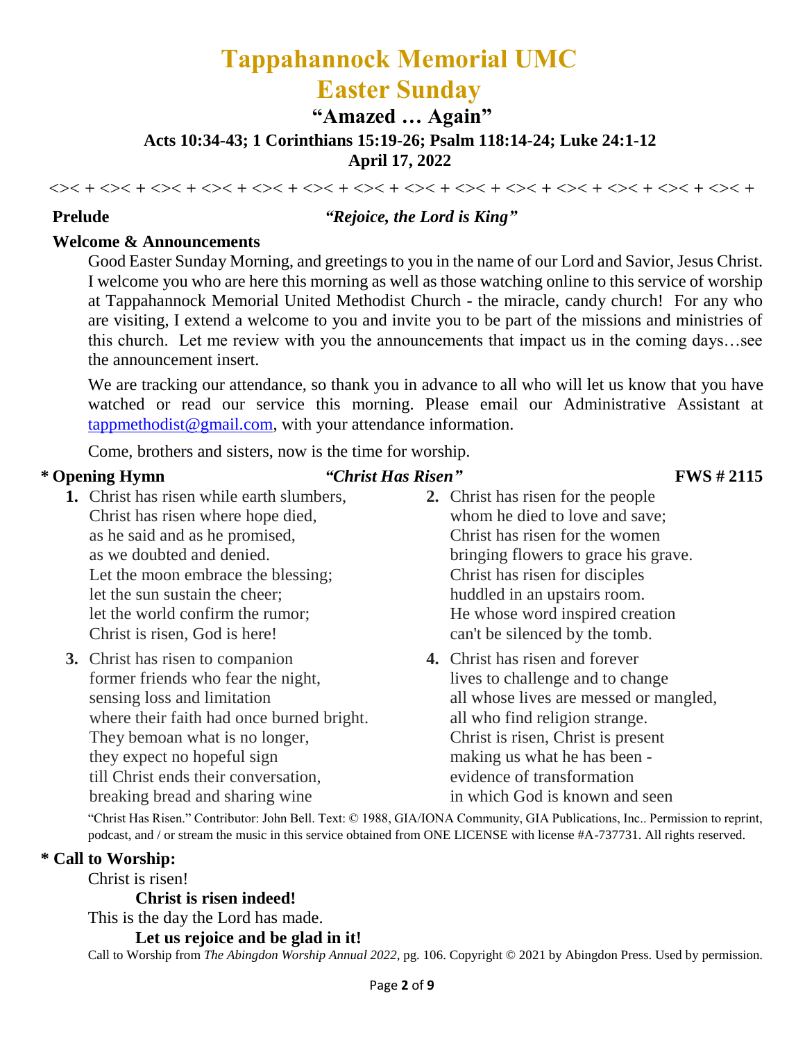# Tappahannock Memorial UMC
# Easter Sunday

## "Amazed … Again"

**Acts 10:34-43; 1 Corinthians 15:19-26; Psalm 118:14-24; Luke 24:1-12**

**April 17, 2022**

<>< + <>< + <>< + <>< + <>< + <>< + <>< + <>< + <>< + <>< + <>< + <>< + <>< + <>< +

**Prelude** *"Rejoice, the Lord is King"*

**Welcome & Announcements**

Good Easter Sunday Morning, and greetings to you in the name of our Lord and Savior, Jesus Christ. I welcome you who are here this morning as well as those watching online to this service of worship at Tappahannock Memorial United Methodist Church - the miracle, candy church! For any who are visiting, I extend a welcome to you and invite you to be part of the missions and ministries of this church. Let me review with you the announcements that impact us in the coming days…see the announcement insert.

We are tracking our attendance, so thank you in advance to all who will let us know that you have watched or read our service this morning. Please email our Administrative Assistant at tappmethodist@gmail.com, with your attendance information.

Come, brothers and sisters, now is the time for worship.

**\* Opening Hymn** *"Christ Has Risen"* **FWS # 2115**

**1.** Christ has risen while earth slumbers,
Christ has risen where hope died,
as he said and as he promised,
as we doubted and denied.
Let the moon embrace the blessing;
let the sun sustain the cheer;
let the world confirm the rumor;
Christ is risen, God is here!

**2.** Christ has risen for the people
whom he died to love and save;
Christ has risen for the women
bringing flowers to grace his grave.
Christ has risen for disciples
huddled in an upstairs room.
He whose word inspired creation
can't be silenced by the tomb.

**3.** Christ has risen to companion
former friends who fear the night,
sensing loss and limitation
where their faith had once burned bright.
They bemoan what is no longer,
they expect no hopeful sign
till Christ ends their conversation,
breaking bread and sharing wine

**4.** Christ has risen and forever
lives to challenge and to change
all whose lives are messed or mangled,
all who find religion strange.
Christ is risen, Christ is present
making us what he has been -
evidence of transformation
in which God is known and seen

"Christ Has Risen." Contributor: John Bell. Text: © 1988, GIA/IONA Community, GIA Publications, Inc.. Permission to reprint, podcast, and / or stream the music in this service obtained from ONE LICENSE with license #A-737731. All rights reserved.

**\* Call to Worship:**

Christ is risen!

**Christ is risen indeed!**

This is the day the Lord has made.

**Let us rejoice and be glad in it!**

Call to Worship from *The Abingdon Worship Annual 2022*, pg. 106. Copyright © 2021 by Abingdon Press. Used by permission.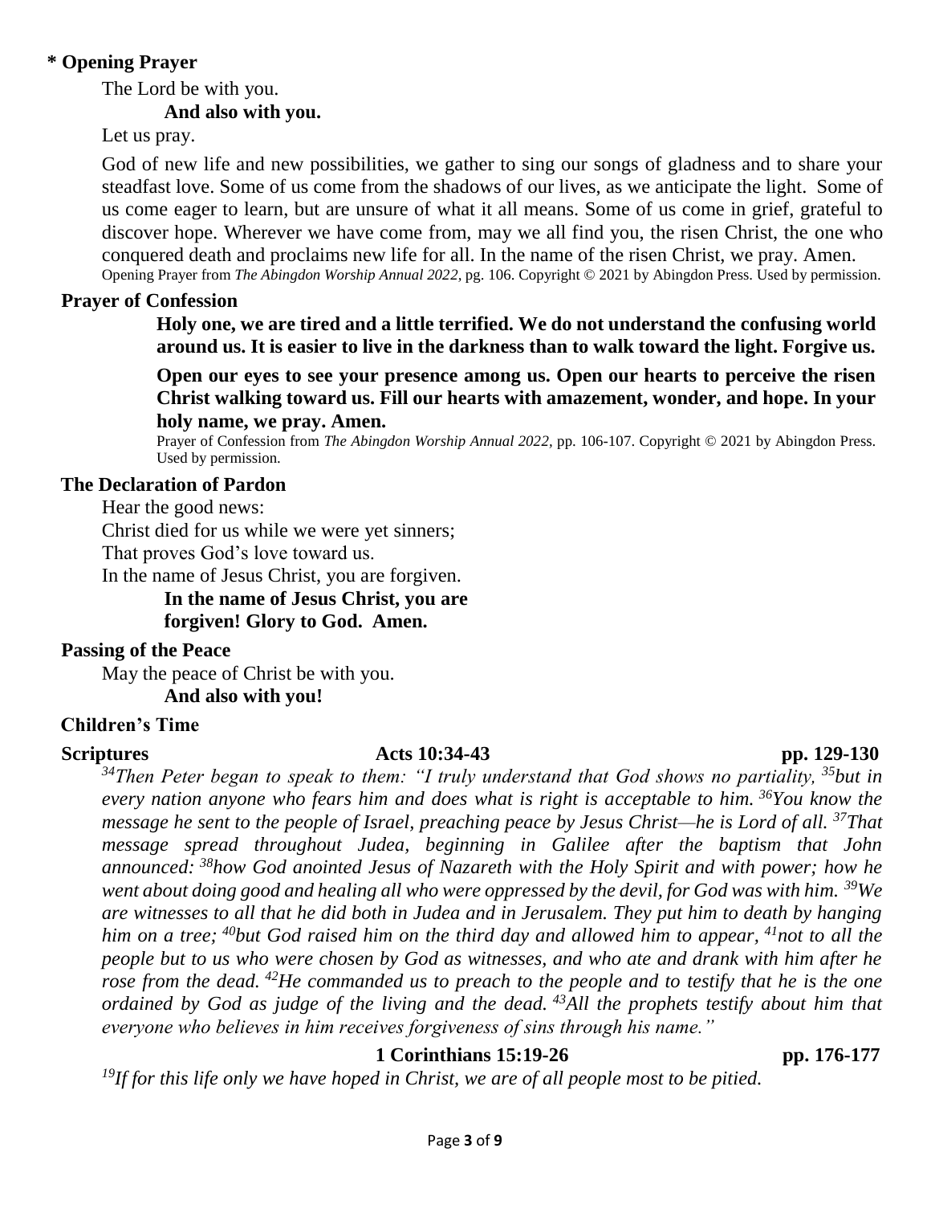**\* Opening Prayer**

The Lord be with you.

**And also with you.**

Let us pray.

God of new life and new possibilities, we gather to sing our songs of gladness and to share your steadfast love. Some of us come from the shadows of our lives, as we anticipate the light. Some of us come eager to learn, but are unsure of what it all means. Some of us come in grief, grateful to discover hope. Wherever we have come from, may we all find you, the risen Christ, the one who conquered death and proclaims new life for all. In the name of the risen Christ, we pray. Amen.

Opening Prayer from *The Abingdon Worship Annual 2022*, pg. 106. Copyright © 2021 by Abingdon Press. Used by permission.

**Prayer of Confession**

**Holy one, we are tired and a little terrified. We do not understand the confusing world around us. It is easier to live in the darkness than to walk toward the light. Forgive us.**

**Open our eyes to see your presence among us. Open our hearts to perceive the risen Christ walking toward us. Fill our hearts with amazement, wonder, and hope. In your holy name, we pray. Amen.**

Prayer of Confession from *The Abingdon Worship Annual 2022*, pp. 106-107. Copyright © 2021 by Abingdon Press. Used by permission.

**The Declaration of Pardon**

Hear the good news:
Christ died for us while we were yet sinners;
That proves God's love toward us.
In the name of Jesus Christ, you are forgiven.

**In the name of Jesus Christ, you are forgiven! Glory to God. Amen.**

**Passing of the Peace**

May the peace of Christ be with you.

**And also with you!**

**Children's Time**

**Scriptures** **Acts 10:34-43** **pp. 129-130**

*[34]Then Peter began to speak to them: "I truly understand that God shows no partiality, [35]but in every nation anyone who fears him and does what is right is acceptable to him. [36]You know the message he sent to the people of Israel, preaching peace by Jesus Christ—he is Lord of all. [37]That message spread throughout Judea, beginning in Galilee after the baptism that John announced: [38]how God anointed Jesus of Nazareth with the Holy Spirit and with power; how he went about doing good and healing all who were oppressed by the devil, for God was with him. [39]We are witnesses to all that he did both in Judea and in Jerusalem. They put him to death by hanging him on a tree; [40]but God raised him on the third day and allowed him to appear, [41]not to all the people but to us who were chosen by God as witnesses, and who ate and drank with him after he rose from the dead. [42]He commanded us to preach to the people and to testify that he is the one ordained by God as judge of the living and the dead. [43]All the prophets testify about him that everyone who believes in him receives forgiveness of sins through his name."*

**1 Corinthians 15:19-26** **pp. 176-177**

*[19]If for this life only we have hoped in Christ, we are of all people most to be pitied.*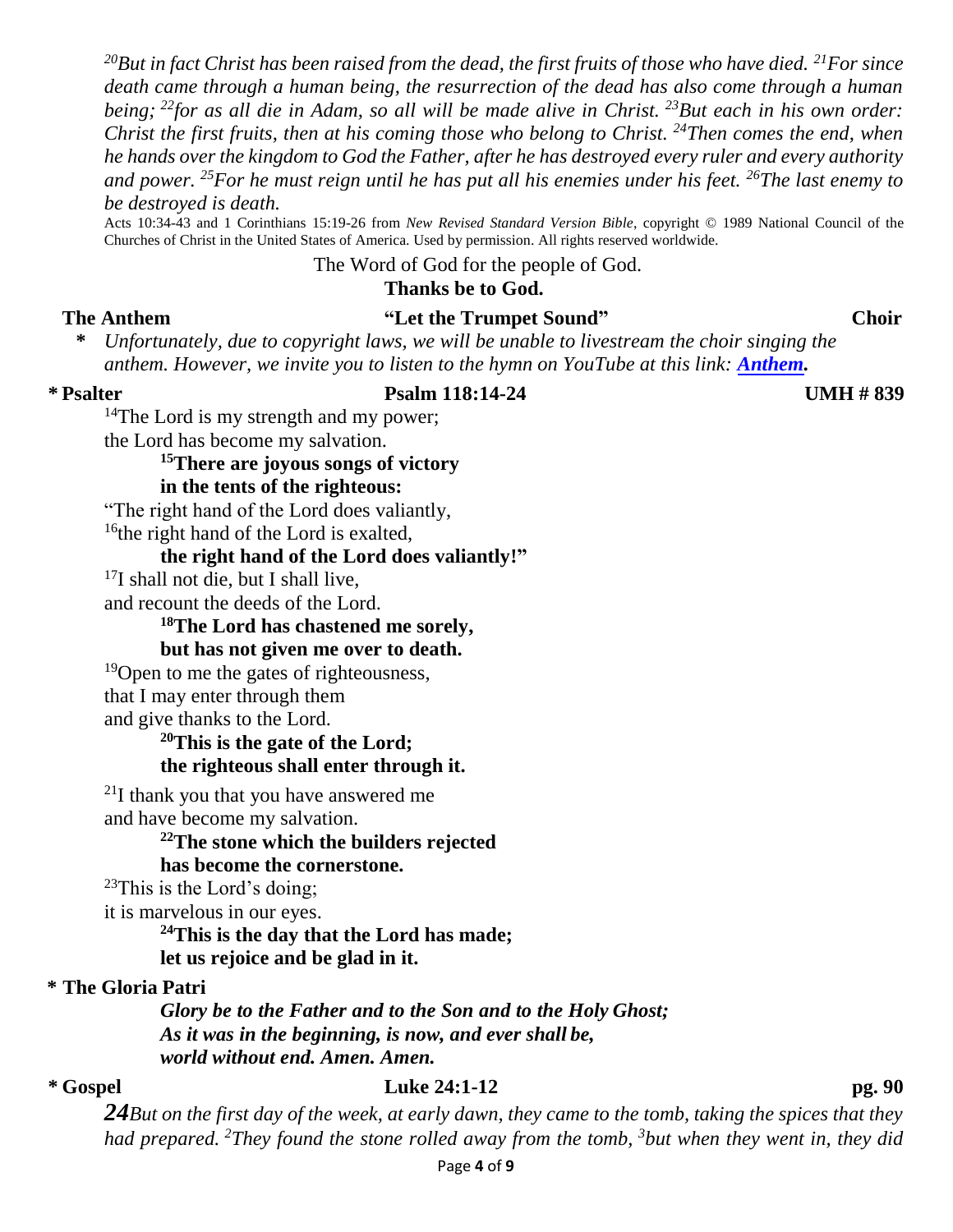*[20]But in fact Christ has been raised from the dead, the first fruits of those who have died. [21]For since death came through a human being, the resurrection of the dead has also come through a human being; [22]for as all die in Adam, so all will be made alive in Christ. [23]But each in his own order: Christ the first fruits, then at his coming those who belong to Christ. [24]Then comes the end, when he hands over the kingdom to God the Father, after he has destroyed every ruler and every authority and power. [25]For he must reign until he has put all his enemies under his feet. [26]The last enemy to be destroyed is death.*

Acts 10:34-43 and 1 Corinthians 15:19-26 from *New Revised Standard Version Bible*, copyright © 1989 National Council of the Churches of Christ in the United States of America. Used by permission. All rights reserved worldwide.

The Word of God for the people of God.

**Thanks be to God.**

**The Anthem** **"Let the Trumpet Sound"** **Choir**

**\*** *Unfortunately, due to copyright laws, we will be unable to livestream the choir singing the anthem. However, we invite you to listen to the hymn on YouTube at this link: **Anthem**.*

**\* Psalter** **Psalm 118:14-24** **UMH # 839**

[14]The Lord is my strength and my power;
the Lord has become my salvation.

**[15]There are joyous songs of victory**
**in the tents of the righteous:**

"The right hand of the Lord does valiantly,
[16]the right hand of the Lord is exalted,

**the right hand of the Lord does valiantly!"**

[17]I shall not die, but I shall live,
and recount the deeds of the Lord.

**[18]The Lord has chastened me sorely,**
**but has not given me over to death.**

[19]Open to me the gates of righteousness,
that I may enter through them
and give thanks to the Lord.

**[20]This is the gate of the Lord;**
**the righteous shall enter through it.**

[21]I thank you that you have answered me
and have become my salvation.

**[22]The stone which the builders rejected**
**has become the cornerstone.**

[23]This is the Lord's doing;
it is marvelous in our eyes.

**[24]This is the day that the Lord has made;**
**let us rejoice and be glad in it.**

**\* The Gloria Patri**

***Glory be to the Father and to the Son and to the Holy Ghost;***
***As it was in the beginning, is now, and ever shall be,***
***world without end. Amen. Amen.***

**\* Gospel** **Luke 24:1-12** **pg. 90**

***24****But on the first day of the week, at early dawn, they came to the tomb, taking the spices that they had prepared. [2]They found the stone rolled away from the tomb, [3]but when they went in, they did*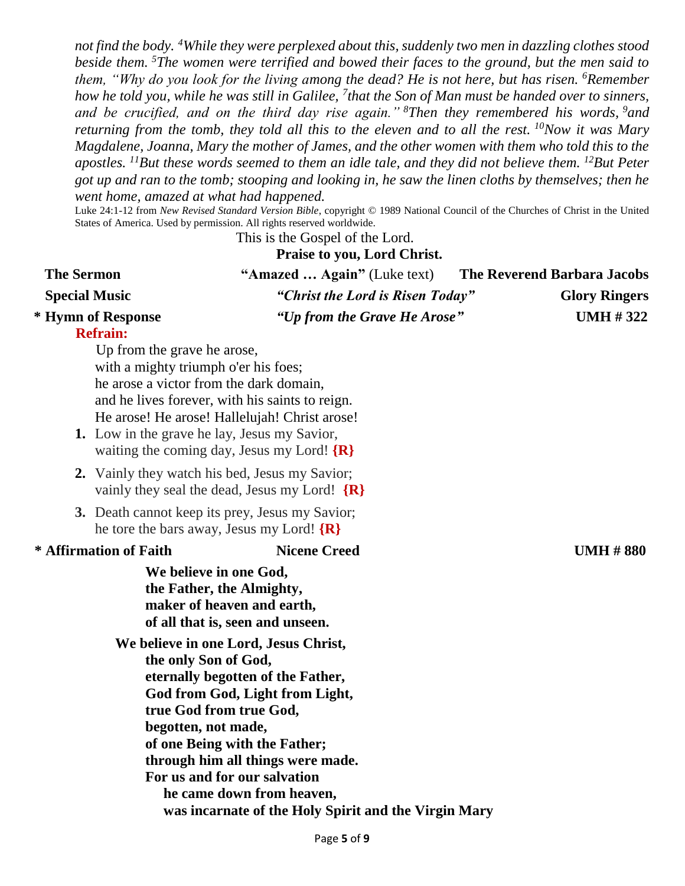*not find the body. [4]While they were perplexed about this, suddenly two men in dazzling clothes stood beside them. [5]The women were terrified and bowed their faces to the ground, but the men said to them, "Why do you look for the living among the dead? He is not here, but has risen. [6]Remember how he told you, while he was still in Galilee, [7]that the Son of Man must be handed over to sinners, and be crucified, and on the third day rise again." [8]Then they remembered his words, [9]and returning from the tomb, they told all this to the eleven and to all the rest. [10]Now it was Mary Magdalene, Joanna, Mary the mother of James, and the other women with them who told this to the apostles. [11]But these words seemed to them an idle tale, and they did not believe them. [12]But Peter got up and ran to the tomb; stooping and looking in, he saw the linen cloths by themselves; then he went home, amazed at what had happened.*

Luke 24:1-12 from *New Revised Standard Version Bible*, copyright © 1989 National Council of the Churches of Christ in the United States of America. Used by permission. All rights reserved worldwide.

This is the Gospel of the Lord.

**Praise to you, Lord Christ.**

**The Sermon** — **"Amazed … Again"** (Luke text) — **The Reverend Barbara Jacobs**

**Special Music** — ***"Christ the Lord is Risen Today"*** — **Glory Ringers**

**\* Hymn of Response** — ***"Up from the Grave He Arose"*** — **UMH # 322**

**Refrain:**

Up from the grave he arose,
with a mighty triumph o'er his foes;
he arose a victor from the dark domain,
and he lives forever, with his saints to reign.
He arose! He arose! Hallelujah! Christ arose!

1. Low in the grave he lay, Jesus my Savior,
   waiting the coming day, Jesus my Lord! **{R}**
2. Vainly they watch his bed, Jesus my Savior;
   vainly they seal the dead, Jesus my Lord! **{R}**
3. Death cannot keep its prey, Jesus my Savior;
   he tore the bars away, Jesus my Lord! **{R}**

**\* Affirmation of Faith** — **Nicene Creed** — **UMH # 880**

**We believe in one God,
the Father, the Almighty,
maker of heaven and earth,
of all that is, seen and unseen.**

**We believe in one Lord, Jesus Christ,
the only Son of God,
eternally begotten of the Father,
God from God, Light from Light,
true God from true God,
begotten, not made,
of one Being with the Father;
through him all things were made.
For us and for our salvation
he came down from heaven,
was incarnate of the Holy Spirit and the Virgin Mary**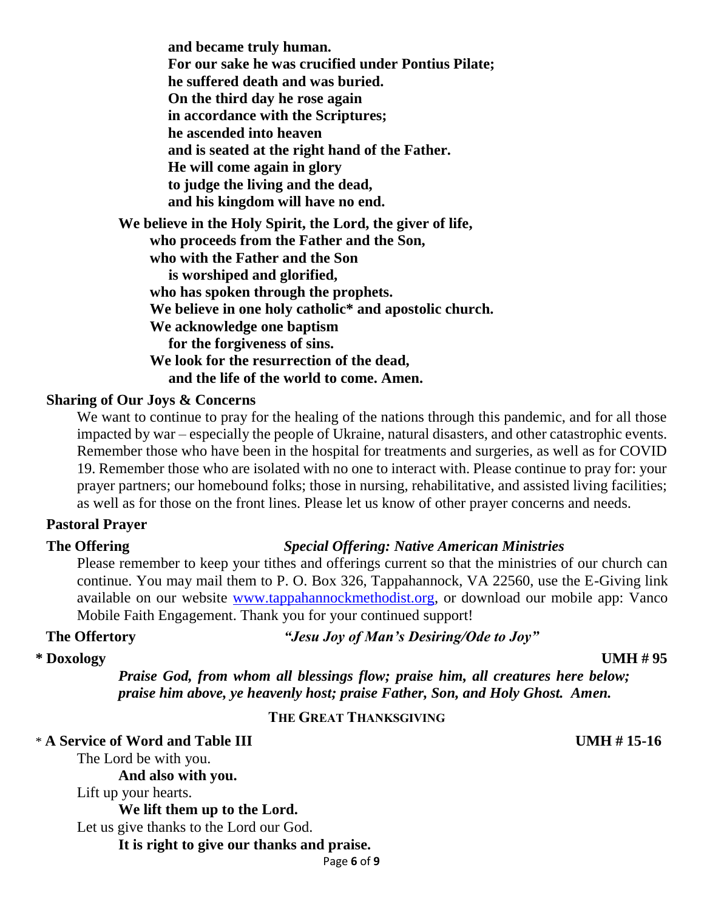**and became truly human.**
**For our sake he was crucified under Pontius Pilate;**
**he suffered death and was buried.**
**On the third day he rose again**
**in accordance with the Scriptures;**
**he ascended into heaven**
**and is seated at the right hand of the Father.**
**He will come again in glory**
**to judge the living and the dead,**
**and his kingdom will have no end.**

**We believe in the Holy Spirit, the Lord, the giver of life,**
**who proceeds from the Father and the Son,**
**who with the Father and the Son**
**is worshiped and glorified,**
**who has spoken through the prophets.**
**We believe in one holy catholic* and apostolic church.**
**We acknowledge one baptism**
**for the forgiveness of sins.**
**We look for the resurrection of the dead,**
**and the life of the world to come. Amen.**

**Sharing of Our Joys & Concerns**

We want to continue to pray for the healing of the nations through this pandemic, and for all those impacted by war – especially the people of Ukraine, natural disasters, and other catastrophic events. Remember those who have been in the hospital for treatments and surgeries, as well as for COVID 19. Remember those who are isolated with no one to interact with. Please continue to pray for: your prayer partners; our homebound folks; those in nursing, rehabilitative, and assisted living facilities; as well as for those on the front lines. Please let us know of other prayer concerns and needs.

**Pastoral Prayer**

**The Offering** *Special Offering: Native American Ministries*

Please remember to keep your tithes and offerings current so that the ministries of our church can continue. You may mail them to P. O. Box 326, Tappahannock, VA 22560, use the E-Giving link available on our website [www.tappahannockmethodist.org](http://www.tappahannockmethodist.org), or download our mobile app: Vanco Mobile Faith Engagement. Thank you for your continued support!

**The Offertory** *"Jesu Joy of Man's Desiring/Ode to Joy"*

**\* Doxology** **UMH # 95**

*Praise God, from whom all blessings flow; praise him, all creatures here below; praise him above, ye heavenly host; praise Father, Son, and Holy Ghost. Amen.*

## THE GREAT THANKSGIVING

\* **A Service of Word and Table III** **UMH # 15-16**

The Lord be with you.
**And also with you.**
Lift up your hearts.
**We lift them up to the Lord.**
Let us give thanks to the Lord our God.
**It is right to give our thanks and praise.**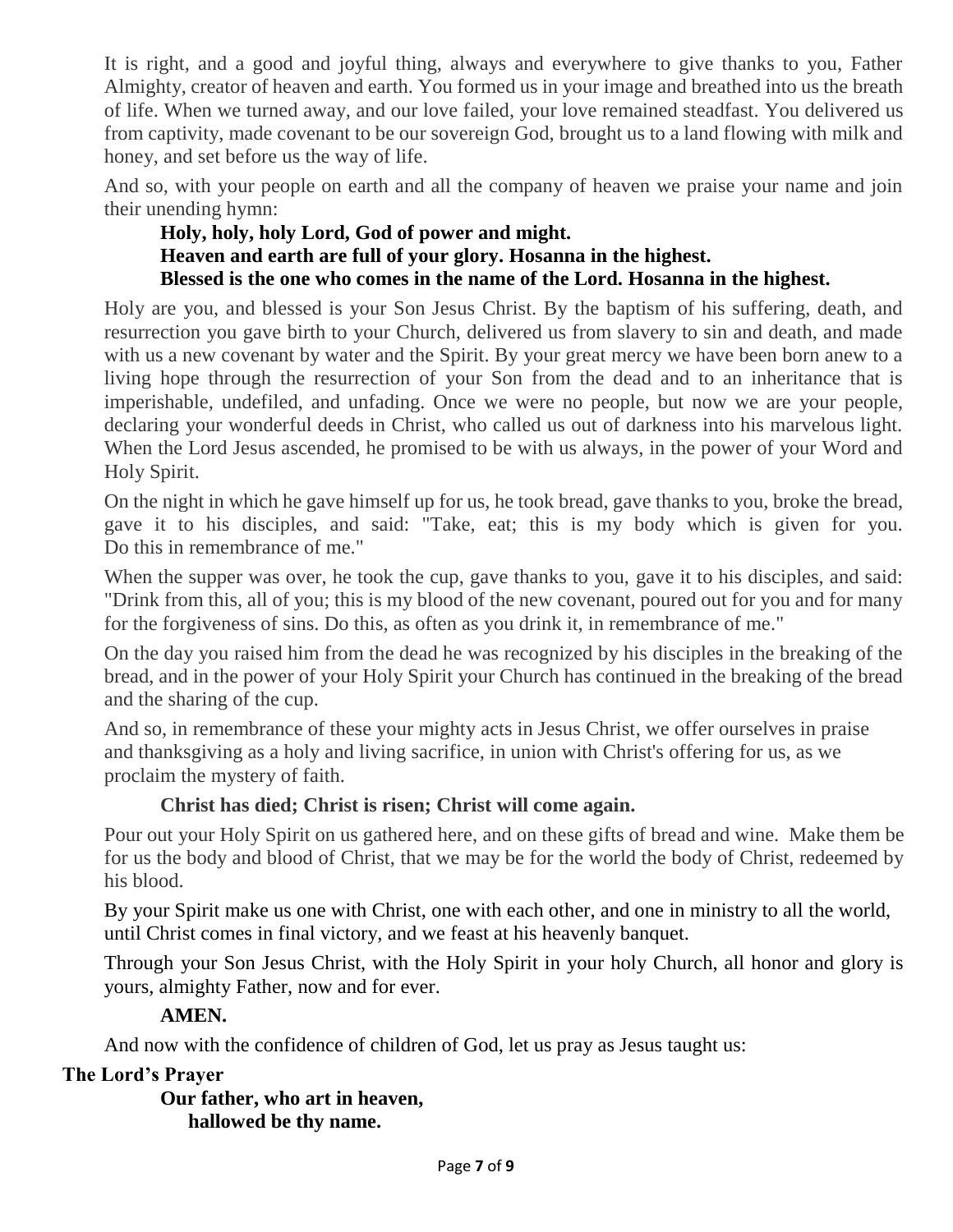It is right, and a good and joyful thing, always and everywhere to give thanks to you, Father Almighty, creator of heaven and earth. You formed us in your image and breathed into us the breath of life. When we turned away, and our love failed, your love remained steadfast. You delivered us from captivity, made covenant to be our sovereign God, brought us to a land flowing with milk and honey, and set before us the way of life.

And so, with your people on earth and all the company of heaven we praise your name and join their unending hymn:

**Holy, holy, holy Lord, God of power and might.**
**Heaven and earth are full of your glory. Hosanna in the highest.**
**Blessed is the one who comes in the name of the Lord. Hosanna in the highest.**

Holy are you, and blessed is your Son Jesus Christ. By the baptism of his suffering, death, and resurrection you gave birth to your Church, delivered us from slavery to sin and death, and made with us a new covenant by water and the Spirit. By your great mercy we have been born anew to a living hope through the resurrection of your Son from the dead and to an inheritance that is imperishable, undefiled, and unfading. Once we were no people, but now we are your people, declaring your wonderful deeds in Christ, who called us out of darkness into his marvelous light. When the Lord Jesus ascended, he promised to be with us always, in the power of your Word and Holy Spirit.

On the night in which he gave himself up for us, he took bread, gave thanks to you, broke the bread, gave it to his disciples, and said: "Take, eat; this is my body which is given for you. Do this in remembrance of me."

When the supper was over, he took the cup, gave thanks to you, gave it to his disciples, and said: "Drink from this, all of you; this is my blood of the new covenant, poured out for you and for many for the forgiveness of sins. Do this, as often as you drink it, in remembrance of me."

On the day you raised him from the dead he was recognized by his disciples in the breaking of the bread, and in the power of your Holy Spirit your Church has continued in the breaking of the bread and the sharing of the cup.

And so, in remembrance of these your mighty acts in Jesus Christ, we offer ourselves in praise and thanksgiving as a holy and living sacrifice, in union with Christ's offering for us, as we proclaim the mystery of faith.

**Christ has died; Christ is risen; Christ will come again.**

Pour out your Holy Spirit on us gathered here, and on these gifts of bread and wine. Make them be for us the body and blood of Christ, that we may be for the world the body of Christ, redeemed by his blood.

By your Spirit make us one with Christ, one with each other, and one in ministry to all the world, until Christ comes in final victory, and we feast at his heavenly banquet.

Through your Son Jesus Christ, with the Holy Spirit in your holy Church, all honor and glory is yours, almighty Father, now and for ever.

**AMEN.**

And now with the confidence of children of God, let us pray as Jesus taught us:

**The Lord's Prayer**

**Our father, who art in heaven,**
**hallowed be thy name.**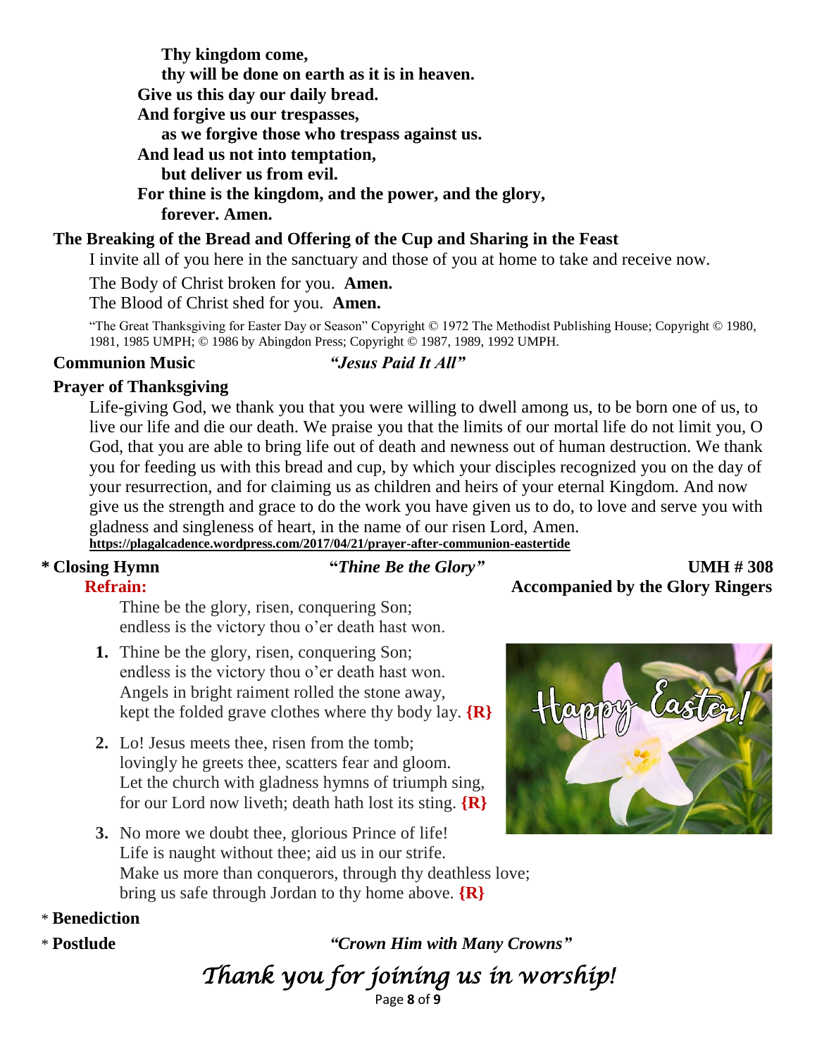**Thy kingdom come,**
**thy will be done on earth as it is in heaven.**
**Give us this day our daily bread.**
**And forgive us our trespasses,**
**as we forgive those who trespass against us.**
**And lead us not into temptation,**
**but deliver us from evil.**
**For thine is the kingdom, and the power, and the glory,**
**forever. Amen.**

**The Breaking of the Bread and Offering of the Cup and Sharing in the Feast**

I invite all of you here in the sanctuary and those of you at home to take and receive now.

The Body of Christ broken for you. **Amen.**
The Blood of Christ shed for you. **Amen.**

"The Great Thanksgiving for Easter Day or Season" Copyright © 1972 The Methodist Publishing House; Copyright © 1980, 1981, 1985 UMPH; © 1986 by Abingdon Press; Copyright © 1987, 1989, 1992 UMPH.

**Communion Music** ***"Jesus Paid It All"***

**Prayer of Thanksgiving**

Life-giving God, we thank you that you were willing to dwell among us, to be born one of us, to live our life and die our death. We praise you that the limits of our mortal life do not limit you, O God, that you are able to bring life out of death and newness out of human destruction. We thank you for feeding us with this bread and cup, by which your disciples recognized you on the day of your resurrection, and for claiming us as children and heirs of your eternal Kingdom. And now give us the strength and grace to do the work you have given us to do, to love and serve you with gladness and singleness of heart, in the name of our risen Lord, Amen.
**https://plagalcadence.wordpress.com/2017/04/21/prayer-after-communion-eastertide**

**\* Closing Hymn** **"*Thine Be the Glory"*** **UMH # 308**
**Accompanied by the Glory Ringers**

**Refrain:**
Thine be the glory, risen, conquering Son;
endless is the victory thou o'er death hast won.

1. Thine be the glory, risen, conquering Son;
endless is the victory thou o'er death hast won.
Angels in bright raiment rolled the stone away,
kept the folded grave clothes where thy body lay. **{R}**

2. Lo! Jesus meets thee, risen from the tomb;
lovingly he greets thee, scatters fear and gloom.
Let the church with gladness hymns of triumph sing,
for our Lord now liveth; death hath lost its sting. **{R}**

3. No more we doubt thee, glorious Prince of life!
Life is naught without thee; aid us in our strife.
Make us more than conquerors, through thy deathless love;
bring us safe through Jordan to thy home above. **{R}**

\* **Benediction**

\* **Postlude** ***"Crown Him with Many Crowns"***

*Thank you for joining us in worship!*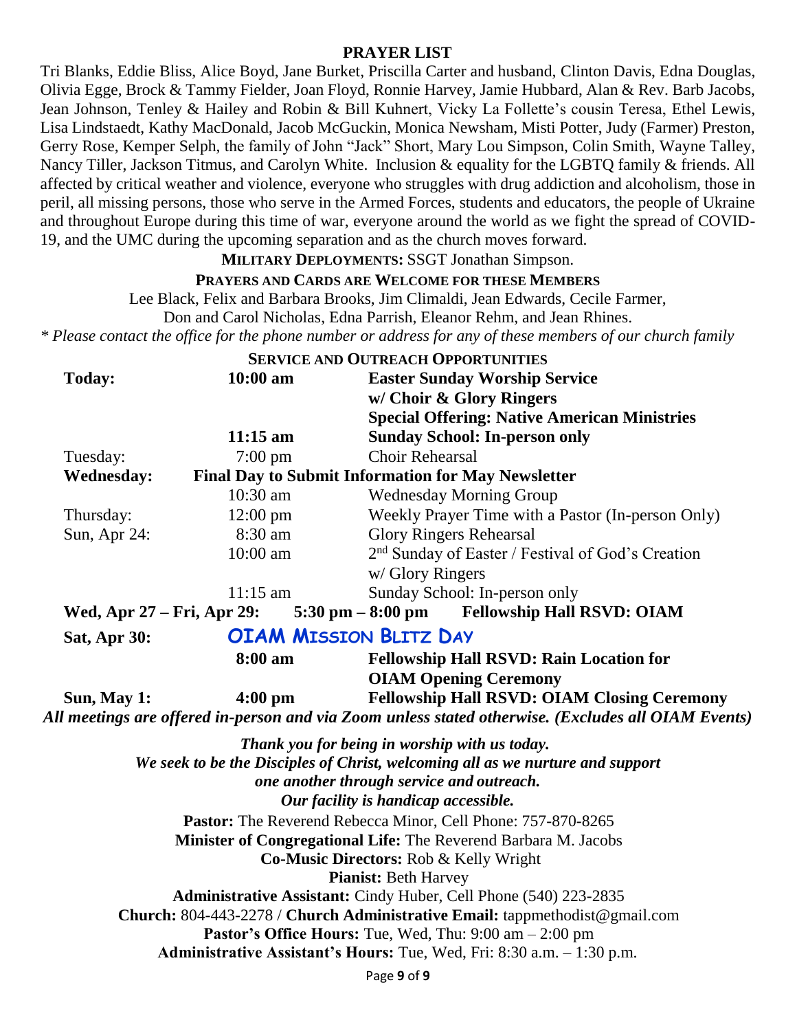## PRAYER LIST

Tri Blanks, Eddie Bliss, Alice Boyd, Jane Burket, Priscilla Carter and husband, Clinton Davis, Edna Douglas, Olivia Egge, Brock & Tammy Fielder, Joan Floyd, Ronnie Harvey, Jamie Hubbard, Alan & Rev. Barb Jacobs, Jean Johnson, Tenley & Hailey and Robin & Bill Kuhnert, Vicky La Follette's cousin Teresa, Ethel Lewis, Lisa Lindstaedt, Kathy MacDonald, Jacob McGuckin, Monica Newsham, Misti Potter, Judy (Farmer) Preston, Gerry Rose, Kemper Selph, the family of John "Jack" Short, Mary Lou Simpson, Colin Smith, Wayne Talley, Nancy Tiller, Jackson Titmus, and Carolyn White. Inclusion & equality for the LGBTQ family & friends. All affected by critical weather and violence, everyone who struggles with drug addiction and alcoholism, those in peril, all missing persons, those who serve in the Armed Forces, students and educators, the people of Ukraine and throughout Europe during this time of war, everyone around the world as we fight the spread of COVID-19, and the UMC during the upcoming separation and as the church moves forward.

**MILITARY DEPLOYMENTS:** SSGT Jonathan Simpson.

**PRAYERS AND CARDS ARE WELCOME FOR THESE MEMBERS**

Lee Black, Felix and Barbara Brooks, Jim Climaldi, Jean Edwards, Cecile Farmer, Don and Carol Nicholas, Edna Parrish, Eleanor Rehm, and Jean Rhines.

*\* Please contact the office for the phone number or address for any of these members of our church family*

**SERVICE AND OUTREACH OPPORTUNITIES**

| | | |
|---|---|---|
| **Today:** | **10:00 am** | **Easter Sunday Worship Service w/ Choir & Glory Ringers Special Offering: Native American Ministries** |
| | **11:15 am** | **Sunday School: In-person only** |
| Tuesday: | 7:00 pm | Choir Rehearsal |
| **Wednesday:** | **Final Day to Submit Information for May Newsletter** | |
| | 10:30 am | Wednesday Morning Group |
| Thursday: | 12:00 pm | Weekly Prayer Time with a Pastor (In-person Only) |
| Sun, Apr 24: | 8:30 am | Glory Ringers Rehearsal |
| | 10:00 am | 2nd Sunday of Easter / Festival of God's Creation w/ Glory Ringers |
| | 11:15 am | Sunday School: In-person only |
| **Wed, Apr 27 – Fri, Apr 29:** | **5:30 pm – 8:00 pm** | **Fellowship Hall RSVD: OIAM** |
| **Sat, Apr 30:** | **OIAM MISSION BLITZ DAY** | |
| | **8:00 am** | **Fellowship Hall RSVD: Rain Location for OIAM Opening Ceremony** |
| **Sun, May 1:** | **4:00 pm** | **Fellowship Hall RSVD: OIAM Closing Ceremony** |

***All meetings are offered in-person and via Zoom unless stated otherwise. (Excludes all OIAM Events)***

***Thank you for being in worship with us today.***
***We seek to be the Disciples of Christ, welcoming all as we nurture and support one another through service and outreach.***
***Our facility is handicap accessible.***

**Pastor:** The Reverend Rebecca Minor, Cell Phone: 757-870-8265
**Minister of Congregational Life:** The Reverend Barbara M. Jacobs
**Co-Music Directors:** Rob & Kelly Wright
**Pianist:** Beth Harvey
**Administrative Assistant:** Cindy Huber, Cell Phone (540) 223-2835
**Church:** 804-443-2278 / **Church Administrative Email:** tappmethodist@gmail.com
**Pastor's Office Hours:** Tue, Wed, Thu: 9:00 am – 2:00 pm
**Administrative Assistant's Hours:** Tue, Wed, Fri: 8:30 a.m. – 1:30 p.m.